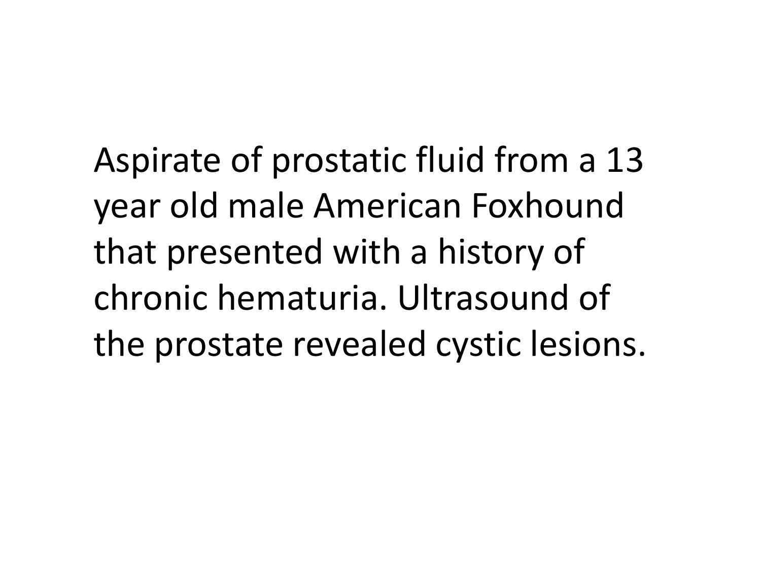Aspirate of prostatic fluid from a 13 year old male American Foxhound that presented with a history of chronic hematuria. Ultrasound of the prostate revealed cystic lesions.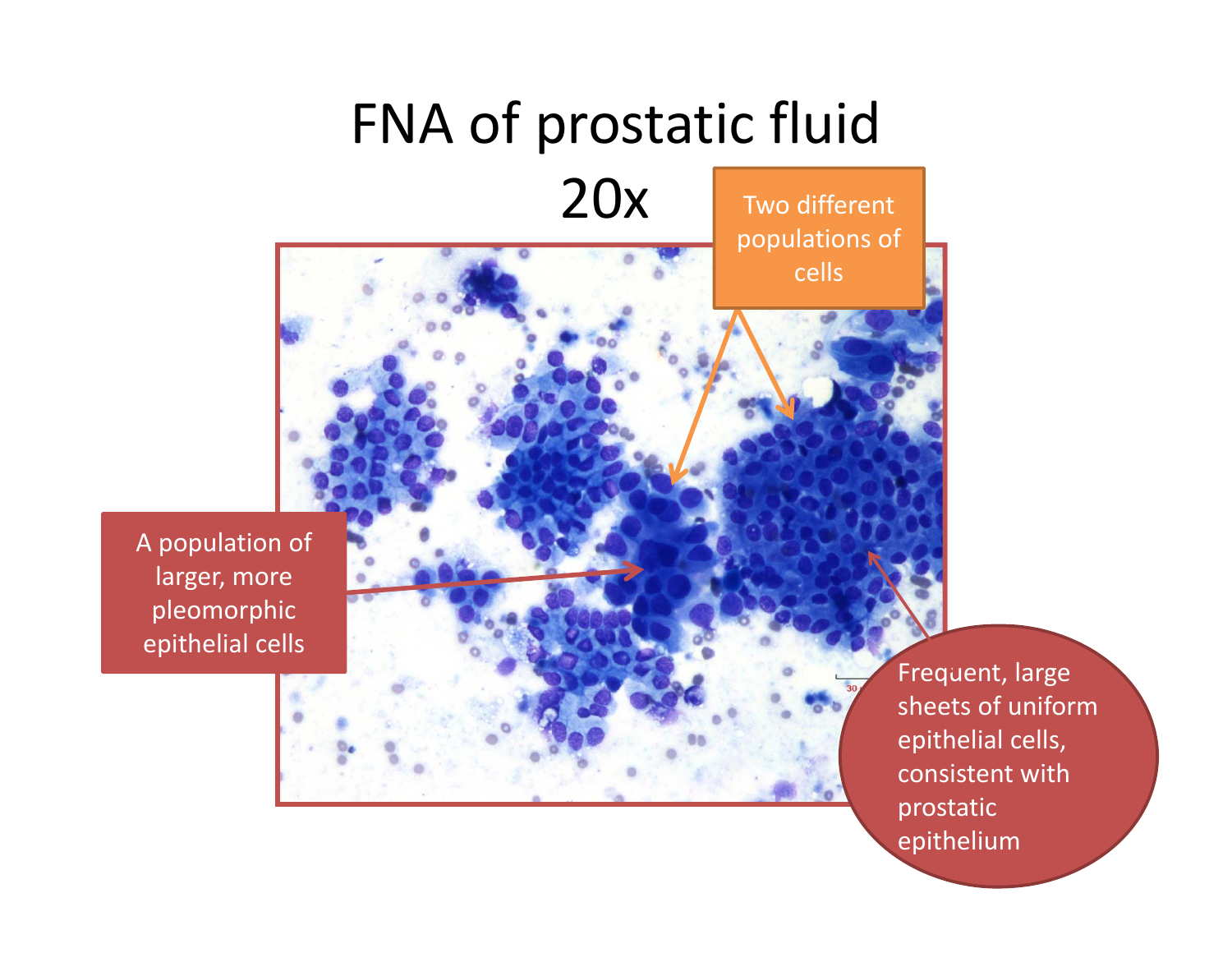# FNA of prostatic fluid 20x

Two different populations of cells

A population of larger, more pleomorphic epithelial cells

Frequent, large sheets of uniform epithelial cells, consistent with prostatic epithelium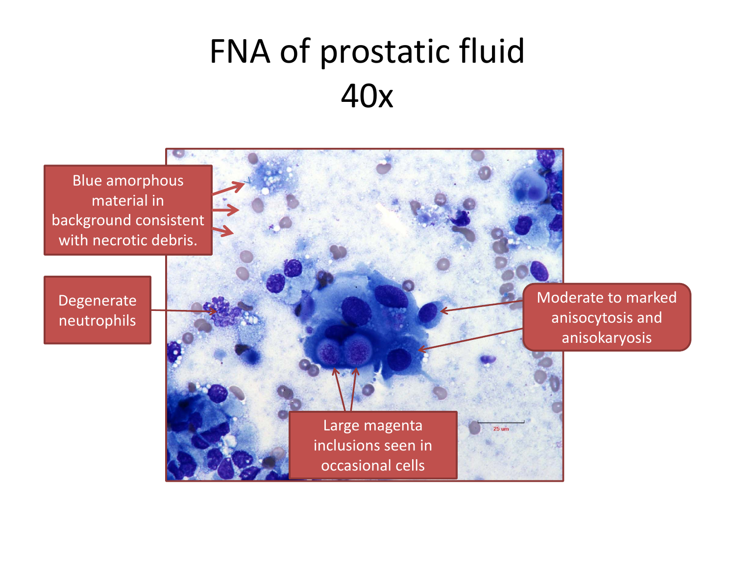# FNA of prostatic fluid 40x

Blue amorphous material in background consistent with necrotic debris.

Degenerate neutrophils

Moderate to marked anisocytosis and anisokaryosis

Large magenta inclusions seen in occasional cells

25 um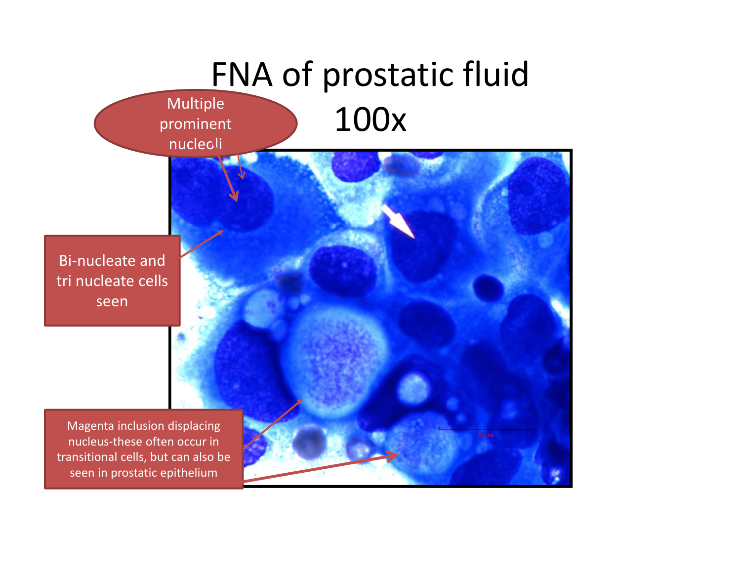# FNA of prostatic fluid 100x

Multiple prominent nucleoli

Bi-nucleate and tri nucleate cells seen

Magenta inclusion displacing nucleus-these often occur in transitional cells, but can also be seen in prostatic epithelium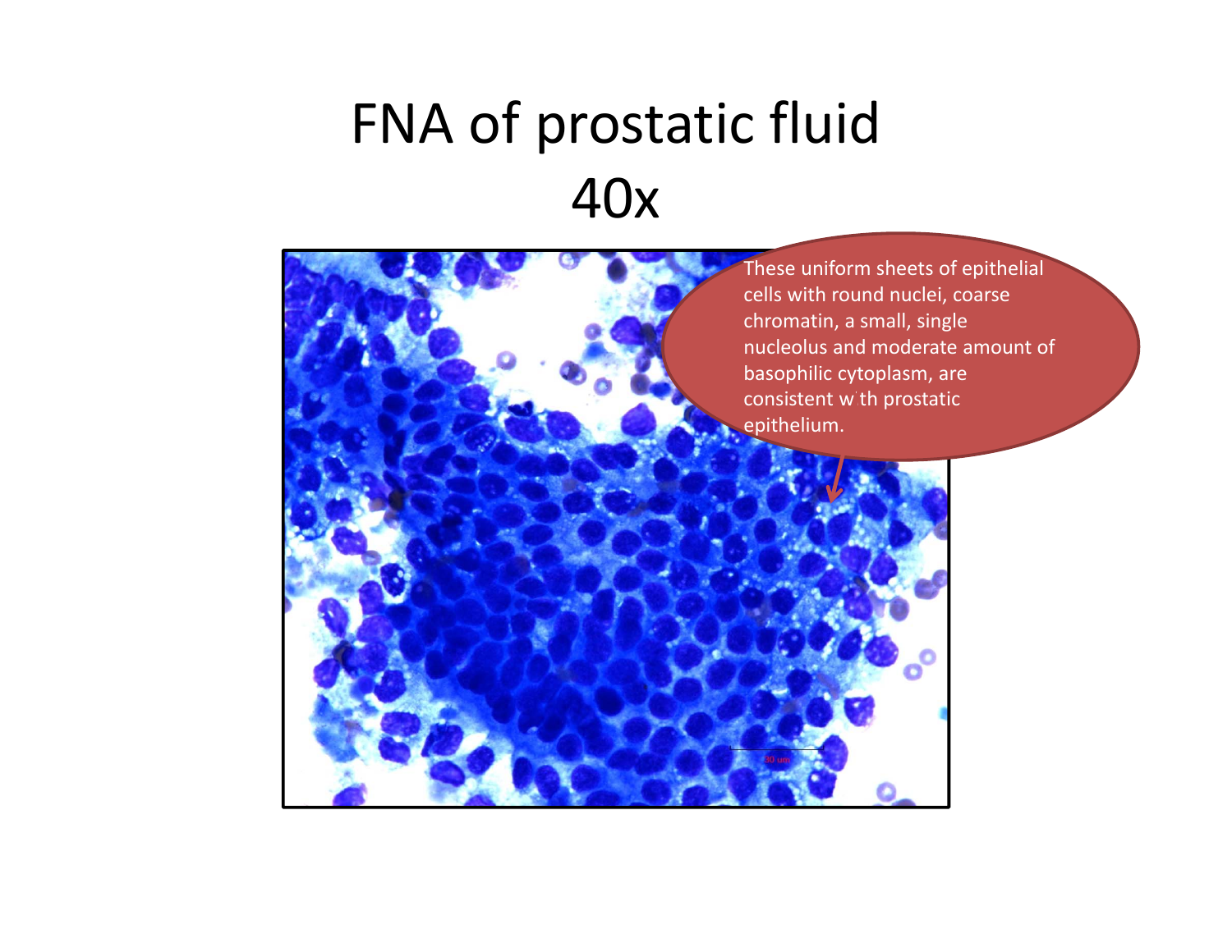# FNA of prostatic fluid
# 40x

These uniform sheets of epithelial cells with round nuclei, coarse chromatin, a small, single nucleolus and moderate amount of basophilic cytoplasm, are consistent with prostatic epithelium.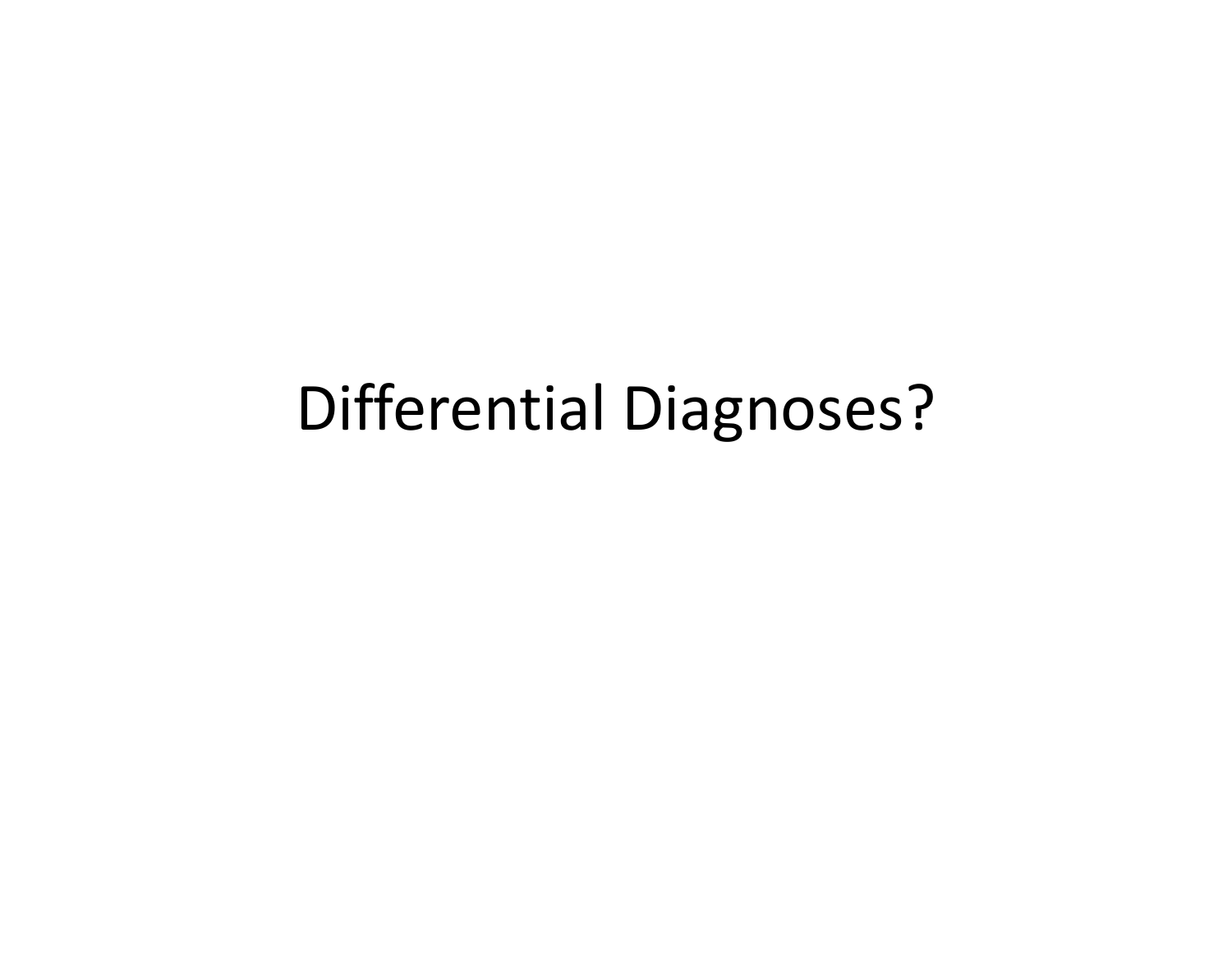# Differential Diagnoses?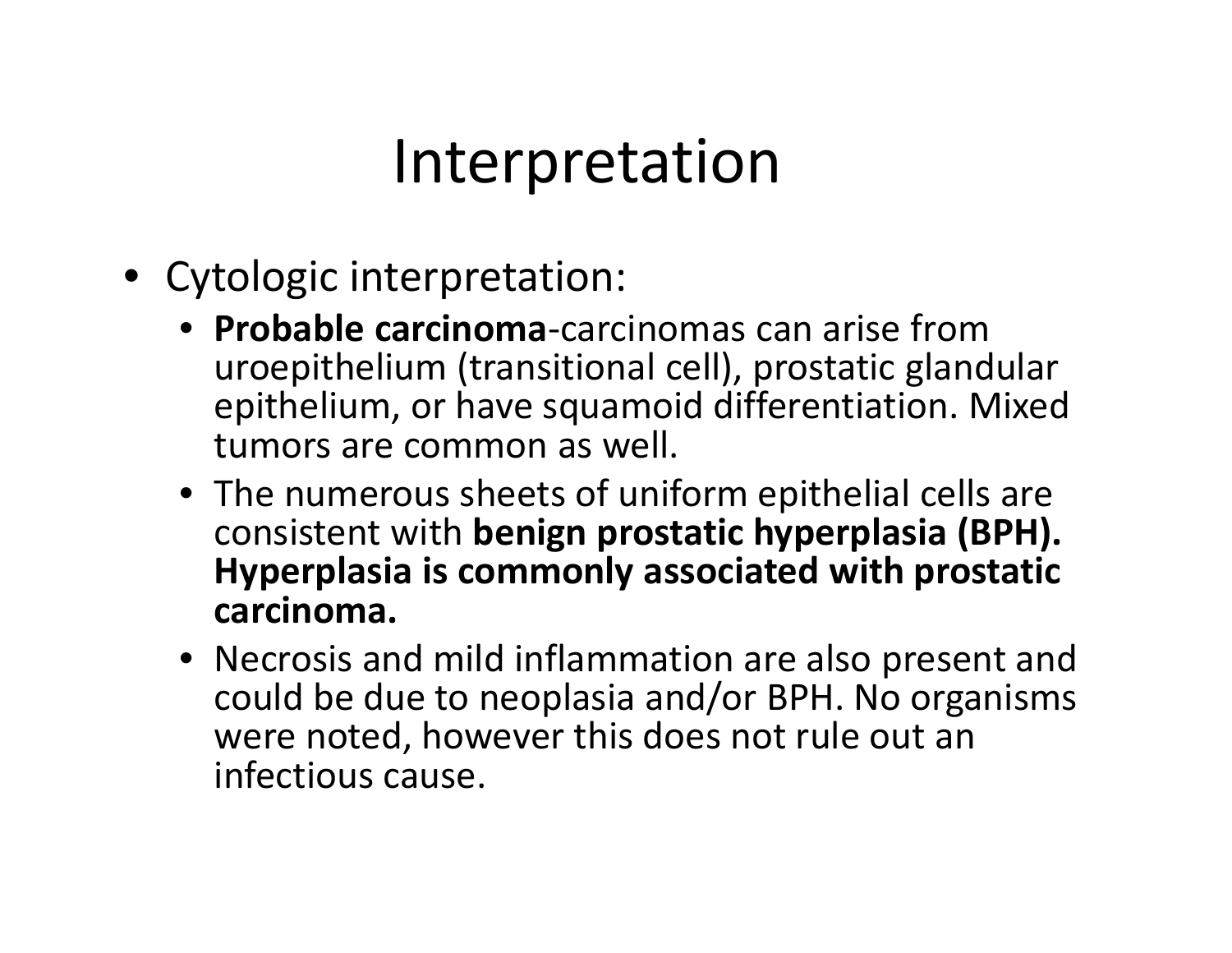# Interpretation

- Cytologic interpretation:
  - **Probable carcinoma**-carcinomas can arise from uroepithelium (transitional cell), prostatic glandular epithelium, or have squamoid differentiation. Mixed tumors are common as well.
  - The numerous sheets of uniform epithelial cells are consistent with **benign prostatic hyperplasia (BPH). Hyperplasia is commonly associated with prostatic carcinoma.**
  - Necrosis and mild inflammation are also present and could be due to neoplasia and/or BPH. No organisms were noted, however this does not rule out an infectious cause.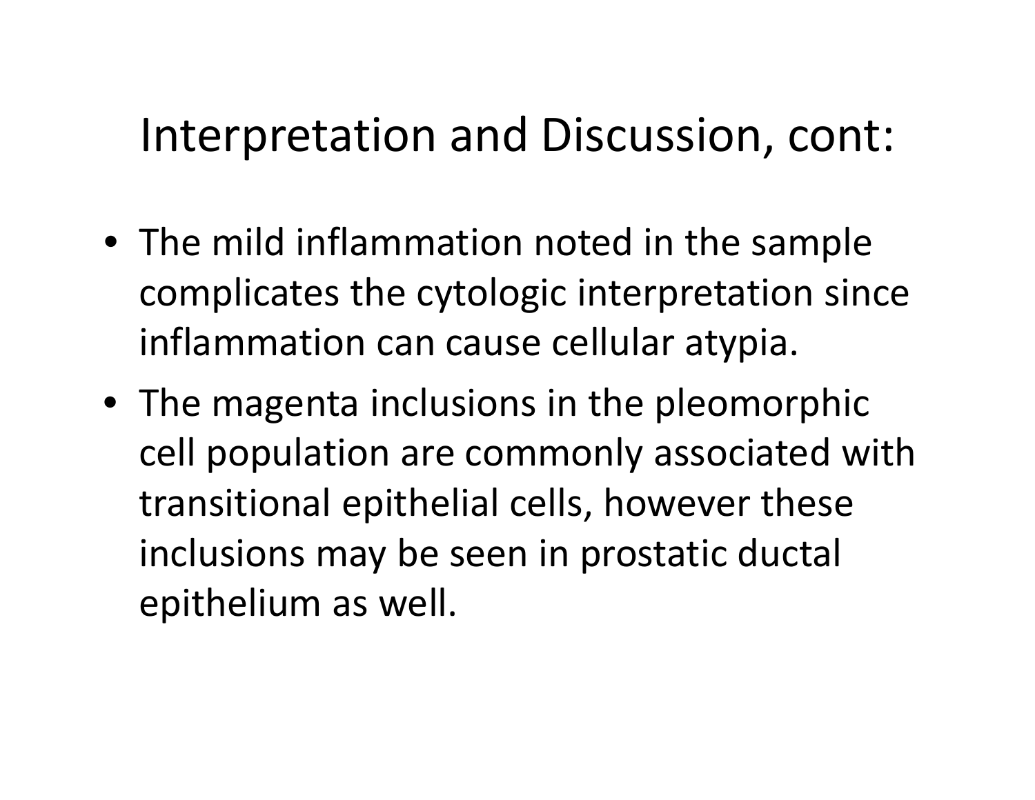# Interpretation and Discussion, cont:

- The mild inflammation noted in the sample complicates the cytologic interpretation since inflammation can cause cellular atypia.
- The magenta inclusions in the pleomorphic cell population are commonly associated with transitional epithelial cells, however these inclusions may be seen in prostatic ductal epithelium as well.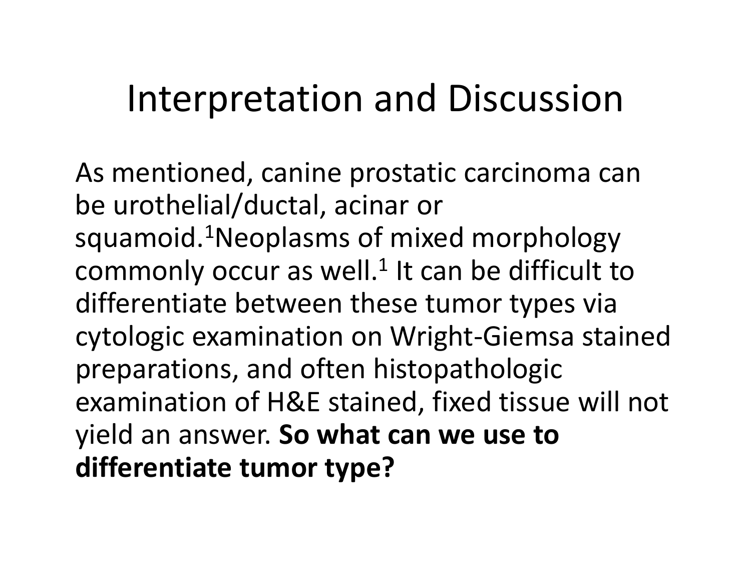# Interpretation and Discussion

As mentioned, canine prostatic carcinoma can be urothelial/ductal, acinar or squamoid.[1] Neoplasms of mixed morphology commonly occur as well.[1] It can be difficult to differentiate between these tumor types via cytologic examination on Wright-Giemsa stained preparations, and often histopathologic examination of H&E stained, fixed tissue will not yield an answer. **So what can we use to differentiate tumor type?**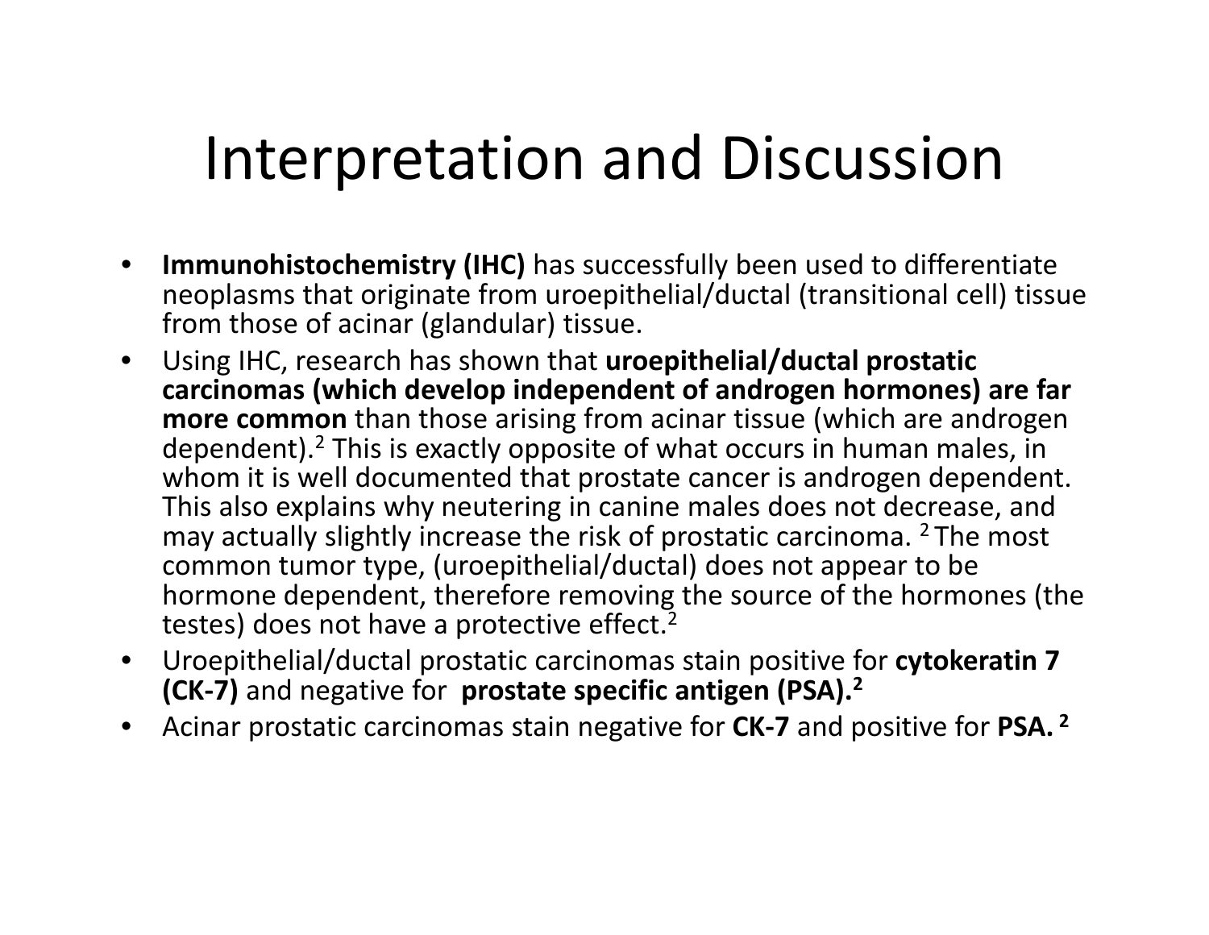# Interpretation and Discussion

- **Immunohistochemistry (IHC)** has successfully been used to differentiate neoplasms that originate from uroepithelial/ductal (transitional cell) tissue from those of acinar (glandular) tissue.
- Using IHC, research has shown that **uroepithelial/ductal prostatic carcinomas (which develop independent of androgen hormones) are far more common** than those arising from acinar tissue (which are androgen dependent).[2] This is exactly opposite of what occurs in human males, in whom it is well documented that prostate cancer is androgen dependent. This also explains why neutering in canine males does not decrease, and may actually slightly increase the risk of prostatic carcinoma. [2] The most common tumor type, (uroepithelial/ductal) does not appear to be hormone dependent, therefore removing the source of the hormones (the testes) does not have a protective effect.[2]
- Uroepithelial/ductal prostatic carcinomas stain positive for **cytokeratin 7 (CK-7)** and negative for **prostate specific antigen (PSA).[2]**
- Acinar prostatic carcinomas stain negative for **CK-7** and positive for **PSA. [2]**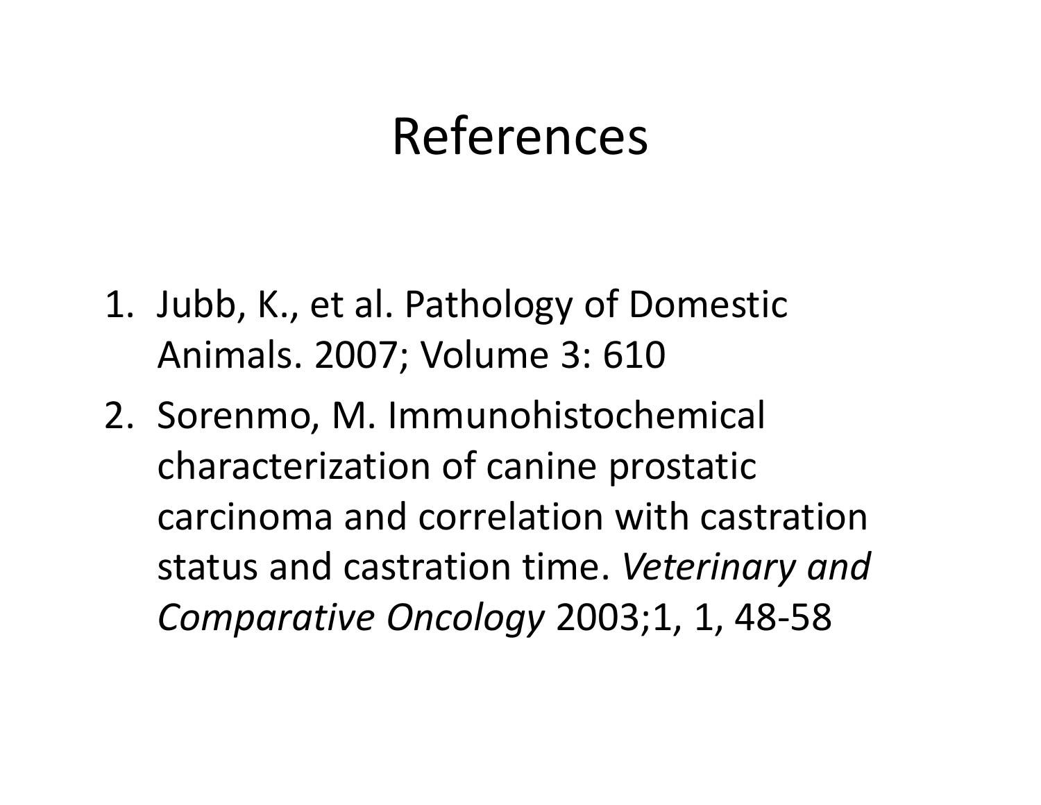# References

1. Jubb, K., et al. Pathology of Domestic Animals. 2007; Volume 3: 610
2. Sorenmo, M. Immunohistochemical characterization of canine prostatic carcinoma and correlation with castration status and castration time. *Veterinary and Comparative Oncology* 2003;1, 1, 48-58